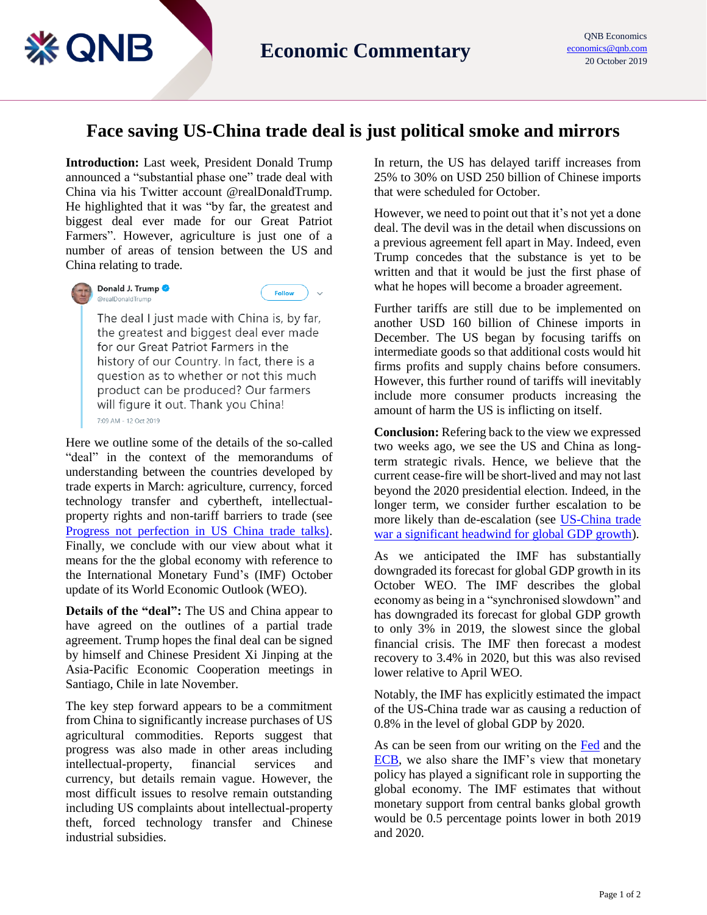QNB Economics
economics@qnb.com
20 October 2019

# Economic Commentary

## Face saving US-China trade deal is just political smoke and mirrors

**Introduction:** Last week, President Donald Trump announced a "substantial phase one" trade deal with China via his Twitter account @realDonaldTrump. He highlighted that it was "by far, the greatest and biggest deal ever made for our Great Patriot Farmers". However, agriculture is just one of a number of areas of tension between the US and China relating to trade.

> **Donald J. Trump** @realDonaldTrump
>
> The deal I just made with China is, by far, the greatest and biggest deal ever made for our Great Patriot Farmers in the history of our Country. In fact, there is a question as to whether or not this much product can be produced? Our farmers will figure it out. Thank you China!
>
> 7:09 AM - 12 Oct 2019

Here we outline some of the details of the so-called "deal" in the context of the memorandums of understanding between the countries developed by trade experts in March: agriculture, currency, forced technology transfer and cybertheft, intellectual-property rights and non-tariff barriers to trade (see Progress not perfection in US China trade talks). Finally, we conclude with our view about what it means for the the global economy with reference to the International Monetary Fund's (IMF) October update of its World Economic Outlook (WEO).

**Details of the "deal":** The US and China appear to have agreed on the outlines of a partial trade agreement. Trump hopes the final deal can be signed by himself and Chinese President Xi Jinping at the Asia-Pacific Economic Cooperation meetings in Santiago, Chile in late November.

The key step forward appears to be a commitment from China to significantly increase purchases of US agricultural commodities. Reports suggest that progress was also made in other areas including intellectual-property, financial services and currency, but details remain vague. However, the most difficult issues to resolve remain outstanding including US complaints about intellectual-property theft, forced technology transfer and Chinese industrial subsidies.

In return, the US has delayed tariff increases from 25% to 30% on USD 250 billion of Chinese imports that were scheduled for October.

However, we need to point out that it's not yet a done deal. The devil was in the detail when discussions on a previous agreement fell apart in May. Indeed, even Trump concedes that the substance is yet to be written and that it would be just the first phase of what he hopes will become a broader agreement.

Further tariffs are still due to be implemented on another USD 160 billion of Chinese imports in December. The US began by focusing tariffs on intermediate goods so that additional costs would hit firms profits and supply chains before consumers. However, this further round of tariffs will inevitably include more consumer products increasing the amount of harm the US is inflicting on itself.

**Conclusion:** Refering back to the view we expressed two weeks ago, we see the US and China as long-term strategic rivals. Hence, we believe that the current cease-fire will be short-lived and may not last beyond the 2020 presidential election. Indeed, in the longer term, we consider further escalation to be more likely than de-escalation (see US-China trade war a significant headwind for global GDP growth).

As we anticipated the IMF has substantially downgraded its forecast for global GDP growth in its October WEO. The IMF describes the global economy as being in a "synchronised slowdown" and has downgraded its forecast for global GDP growth to only 3% in 2019, the slowest since the global financial crisis. The IMF then forecast a modest recovery to 3.4% in 2020, but this was also revised lower relative to April WEO.

Notably, the IMF has explicitly estimated the impact of the US-China trade war as causing a reduction of 0.8% in the level of global GDP by 2020.

As can be seen from our writing on the Fed and the ECB, we also share the IMF's view that monetary policy has played a significant role in supporting the global economy. The IMF estimates that without monetary support from central banks global growth would be 0.5 percentage points lower in both 2019 and 2020.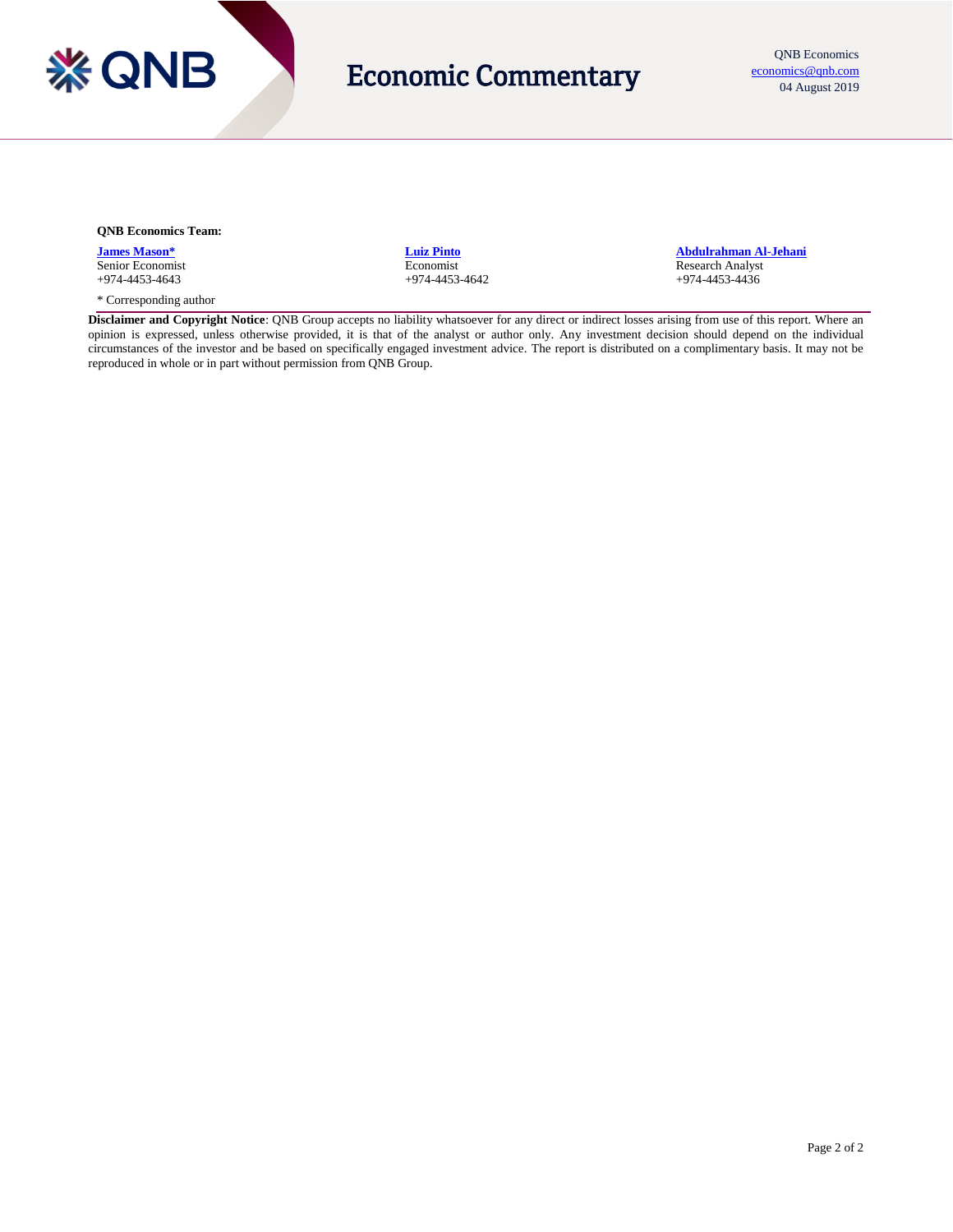**QNB Economics Team:**

**James Mason***
Senior Economist
+974-4453-4643

**Luiz Pinto**
Economist
+974-4453-4642

**Abdulrahman Al-Jehani**
Research Analyst
+974-4453-4436

* Corresponding author

**Disclaimer and Copyright Notice**: QNB Group accepts no liability whatsoever for any direct or indirect losses arising from use of this report. Where an opinion is expressed, unless otherwise provided, it is that of the analyst or author only. Any investment decision should depend on the individual circumstances of the investor and be based on specifically engaged investment advice. The report is distributed on a complimentary basis. It may not be reproduced in whole or in part without permission from QNB Group.